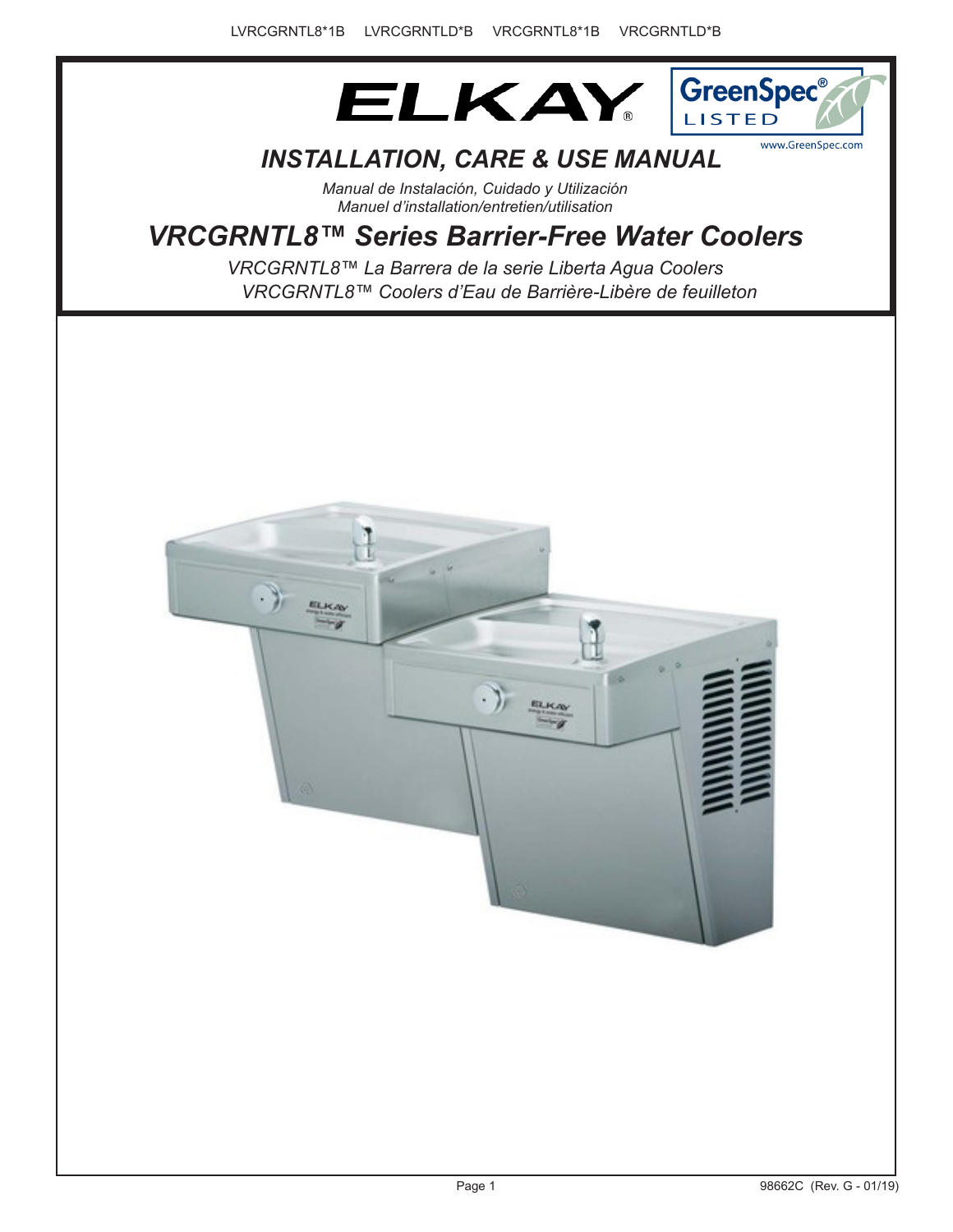LVRCGRNTL8*1B LVRCGRNTLD*B VRCGRNTL8*1B VRCGRNTLD*B

ELKAY®

GreenSpec® LISTED
www.GreenSpec.com

# *INSTALLATION, CARE & USE MANUAL*

*Manual de Instalación, Cuidado y Utilización*
*Manuel d'installation/entretien/utilisation*

## *VRCGRNTL8™ Series Barrier-Free Water Coolers*

*VRCGRNTL8™ La Barrera de la serie Liberta Agua Coolers*
*VRCGRNTL8™ Coolers d'Eau de Barrière-Libère de feuilleton*

98662C (Rev. G - 01/19)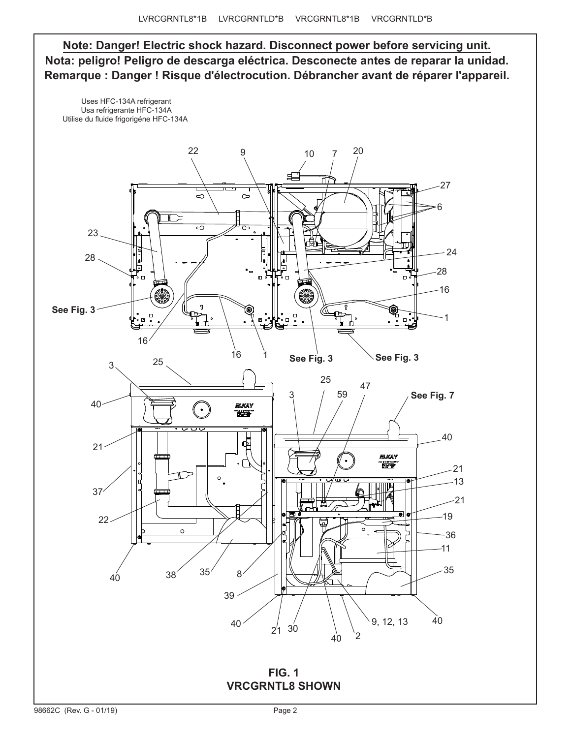**Note: Danger! Electric shock hazard. Disconnect power before servicing unit.**
**Nota: peligro! Peligro de descarga eléctrica. Desconecte antes de reparar la unidad.**
**Remarque : Danger ! Risque d'électrocution. Débrancher avant de réparer l'appareil.**

Uses HFC-134A refrigerant
Usa refrigerante HFC-134A
Utilise du fluide frigorigéne HFC-134A

22 9 10 7 20 27 6 23 28 24 28 16 See Fig. 3 1 16 16 1 See Fig. 3 See Fig. 3

3 25 40 21 37 22 40 38 35 8

25 3 59 47 See Fig. 7 40 21 13 21 19 36 11 35 39 40 21 30 40 2 9, 12, 13 40

**FIG. 1**
**VRCGRNTL8 SHOWN**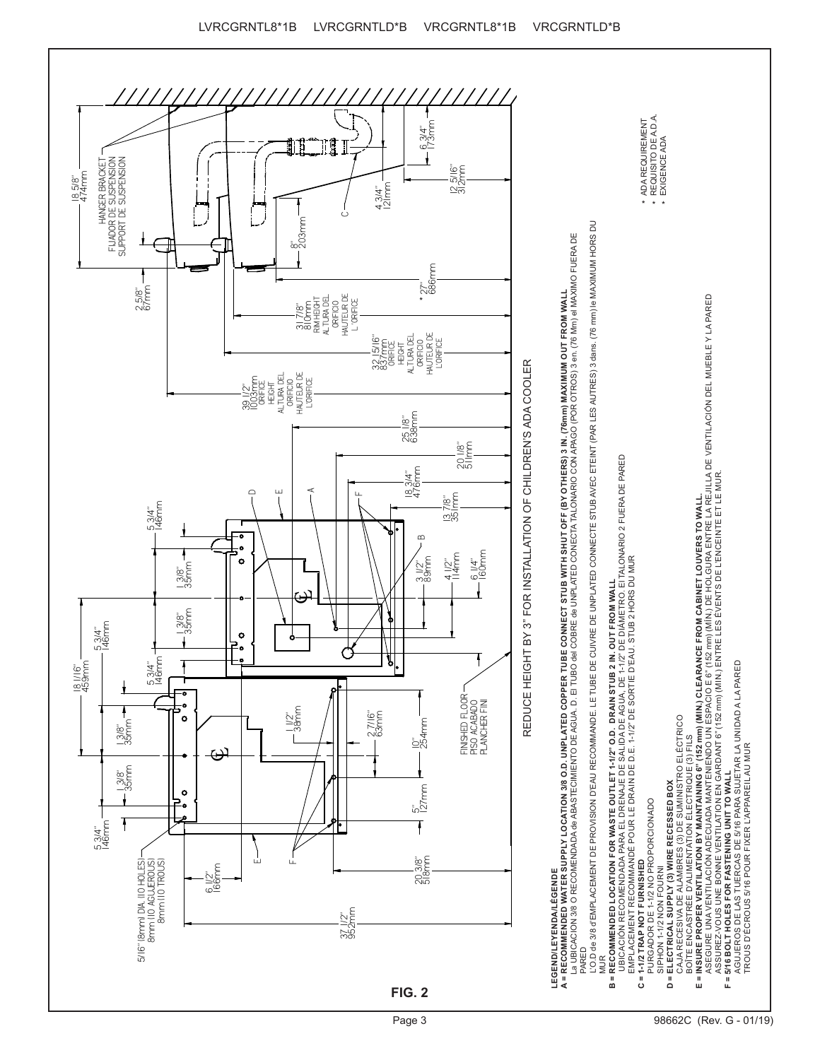**FIG. 2**

REDUCE HEIGHT BY 3" FOR INSTALLATION OF CHILDREN'S ADA COOLER

HANGER BRACKET
FIJADOR DE SUSPENSION
SUPPORT DE SUSPENSION

FINISHED FLOOR
PISO ACABADO
PLANCHER FINI

5/16" (8mm) DIA. (10 HOLES)
8mm (10 AGUJEROS)
8mm (10 TROUS)

39 1/2" 1003mm ORIFICE HEIGHT ALTURA DEL ORIFICIO HAUTEUR DE L'ORIFICE

32 15/16" 837mm ORIFICE HEIGHT ALTURA DEL ORIFICIO HAUTEUR DE L'ORIFICE

31 7/8" 810mm RIM HEIGHT ALTURA DEL ORIFICIO HAUTEUR DE L'ORIFICE

\* 27" 686mm

\* ADA REQUIREMENT
\* REQUISITO DE A.D.A.
\* EXIGENCE ADA

**LEGEND/LEYENDA/LÉGENDE**

**A = RECOMMENDED WATER SUPPLY LOCATION 3/8 O.D. UNPLATED COPPER TUBE CONNECT STUB WITH SHUT OFF (BY OTHERS) 3 IN. (76mm) MAXIMUM OUT FROM WALL**
La UBICACION 3/8 O RECOMENDADA de ABASTECIMIENTO DE AGUA. D. El TUBO del COBRE de UNPLATED CONECTA TALONARIO CON APAGO (POR OTROS) 3 en. (76 Mm) el MAXIMO FUERA DE PARED
L'O.D de 3/8 d'EMPLACEMENT DE PROVISION D'EAU RECOMMANDE. LE TUBE DE CUIVRE DE UNPLATED CONNECTE STUB AVEC ETEINT (PAR LES AUTRES) 3 dans. (76 mm) le MAXIMUM HORS DU MUR

**B = RECOMMENDED LOCATION FOR WASTE OUTLET 1-1/2" O.D. DRAIN STUB 2 IN. OUT FROM WALL**
UBICACIÓN RECOMENDADA PARA EL DRENAJE DE SALIDA DE AGUA, DE 1-1/2" DE DIÁMETRO. El TALONARIO 2 FUERA DE PARED
EMPLACEMENT RECOMMANDÉ POUR LE DRAIN DE D.E. 1-1/2" DE SORTIE D'EAU. STUB 2 HORS DU MUR

**C = 1-1/2 TRAP NOT FURNISHED**
PURGADOR DE 1-1/2 NO PROPORCIONADO
SIPHON 1-1/2 NON FOURNI

**D = ELECTRICAL SUPPLY (3) WIRE RECESSED BOX**
CAJA RECESIVA DE ALAMBRES (3) DE SUMINISTRO ELÉCTRICO
BOÎTE ENCASTRÉE D'ALIMENTATION ÉLECTRIQUE (3) FILS

**E = INSURE PROPER VENTILATION BY MAINTAINING 6" (152 mm) (MIN.) CLEARANCE FROM CABINET LOUVERS TO WALL.**
ASEGURE UNA VENTILACIÓN ADECUADA MANTENIENDO UN ESPACIO E 6" (152 mm) (MÍN.) DE HOLGURA ENTRE LA REJILLA DE VENTILACIÓN DEL MUEBLE Y LA PARED
ASSUREZ-VOUS UNE BONNE VENTILATION EN GARDANT 6" (152 mm) (MIN.) ENTRE LES ÉVENTS DE L'ENCEINTE ET LE MUR.

**F = 5/16 BOLT HOLES FOR FASTENING UNIT TO WALL**
AGUJEROS DE LAS TUERCAS DE 5/16 PARA SUJETAR LA UNIDAD A LA PARED
TROUS D'ÉCROUS 5/16 POUR FIXER L'APPAREIL AU MUR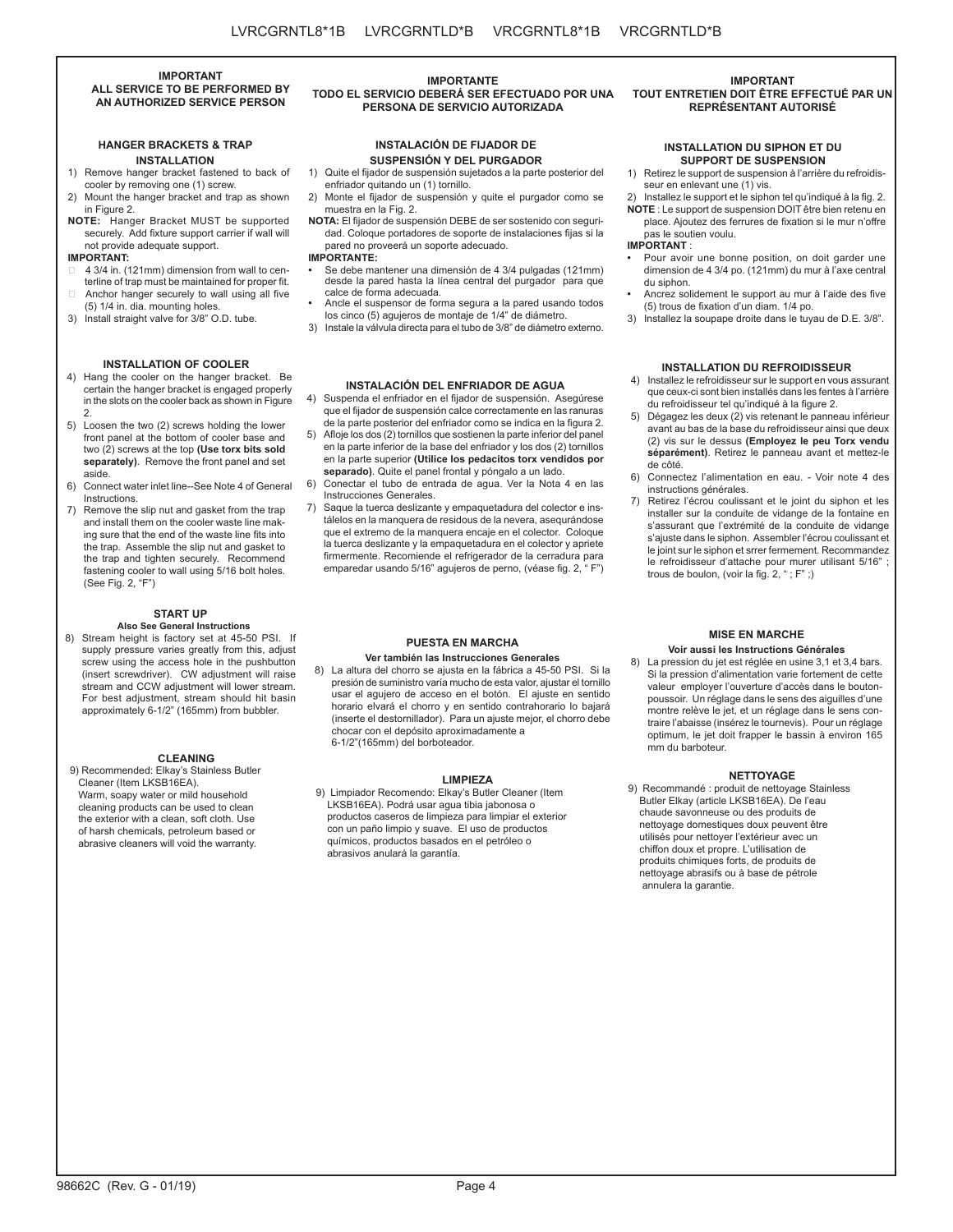**IMPORTANT**
**ALL SERVICE TO BE PERFORMED BY AN AUTHORIZED SERVICE PERSON**

## HANGER BRACKETS & TRAP INSTALLATION

1) Remove hanger bracket fastened to back of cooler by removing one (1) screw.
2) Mount the hanger bracket and trap as shown in Figure 2.

**NOTE:** Hanger Bracket MUST be supported securely. Add fixture support carrier if wall will not provide adequate support.

**IMPORTANT:**
- 4 3/4 in. (121mm) dimension from wall to centerline of trap must be maintained for proper fit.
- Anchor hanger securely to wall using all five (5) 1/4 in. dia. mounting holes.

3) Install straight valve for 3/8" O.D. tube.

## INSTALLATION OF COOLER

4) Hang the cooler on the hanger bracket. Be certain the hanger bracket is engaged properly in the slots on the cooler back as shown in Figure 2.
5) Loosen the two (2) screws holding the lower front panel at the bottom of cooler base and two (2) screws at the top **(Use torx bits sold separately)**. Remove the front panel and set aside.
6) Connect water inlet line--See Note 4 of General Instructions.
7) Remove the slip nut and gasket from the trap and install them on the cooler waste line making sure that the end of the waste line fits into the trap. Assemble the slip nut and gasket to the trap and tighten securely. Recommend fastening cooler to wall using 5/16 bolt holes. (See Fig. 2, "F")

## START UP

**Also See General Instructions**

8) Stream height is factory set at 45-50 PSI. If supply pressure varies greatly from this, adjust screw using the access hole in the pushbutton (insert screwdriver). CW adjustment will raise stream and CCW adjustment will lower stream. For best adjustment, stream should hit basin approximately 6-1/2" (165mm) from bubbler.

## CLEANING

9) Recommended: Elkay's Stainless Butler Cleaner (Item LKSB16EA). Warm, soapy water or mild household cleaning products can be used to clean the exterior with a clean, soft cloth. Use of harsh chemicals, petroleum based or abrasive cleaners will void the warranty.

---

**IMPORTANTE**
**TODO EL SERVICIO DEBERÁ SER EFECTUADO POR UNA PERSONA DE SERVICIO AUTORIZADA**

## INSTALACIÓN DE FIJADOR DE SUSPENSIÓN Y DEL PURGADOR

1) Quite el fijador de suspensión sujetados a la parte posterior del enfriador quitando un (1) tornillo.
2) Monte el fijador de suspensión y quite el purgador como se muestra en la Fig. 2.

**NOTA:** El fijador de suspensión DEBE de ser sostenido con seguridad. Coloque portadores de soporte de instalaciones fijas si la pared no proveerá un soporte adecuado.

**IMPORTANTE:**
- Se debe mantener una dimensión de 4 3/4 pulgadas (121mm) desde la pared hasta la línea central del purgador para que calce de forma adecuada.
- Ancle el suspensor de forma segura a la pared usando todos los cinco (5) agujeros de montaje de 1/4" de diámetro.

3) Instale la válvula directa para el tubo de 3/8" de diámetro externo.

## INSTALACIÓN DEL ENFRIADOR DE AGUA

4) Suspenda el enfriador en el fijador de suspensión. Asegúrese que el fijador de suspensión calce correctamente en las ranuras de la parte posterior del enfriador como se indica en la figura 2.
5) Afloje los dos (2) tornillos que sostienen la parte inferior del panel en la parte inferior de la base del enfriador y los dos (2) tornillos en la parte superior **(Utilice los pedacitos torx vendidos por separado)**. Quite el panel frontal y póngalo a un lado.
6) Conectar el tubo de entrada de agua. Ver la Nota 4 en las Instrucciones Generales.
7) Saque la tuerca deslizante y empaquetadura del colector e instálelos en la manquera de residuos de la nevera, asegurándose que el extremo de la manquera encaje en el colector. Coloque la tuerca deslizante y la empaquetadura en el colector y apriete firmermente. Recomiende el refrigerador de la cerradura para emparedar usando 5/16" agujeros de perno, (véase fig. 2, " F")

## PUESTA EN MARCHA

**Ver también las Instrucciones Generales**

8) La altura del chorro se ajusta en la fábrica a 45-50 PSI. Si la presión de suministro varía mucho de esta valor, ajustar el tornillo usar el agujero de acceso en el botón. El ajuste en sentido horario elvará el chorro y en sentido contrahorario lo bajará (inserte el destornillador). Para un ajuste mejor, el chorro debe chocar con el depósito aproximadamente a 6-1/2"(165mm) del borboteador.

## LIMPIEZA

9) Limpiador Recomendo: Elkay's Butler Cleaner (Item LKSB16EA). Podrá usar agua tibia jabonosa o productos caseros de limpieza para limpiar el exterior con un paño limpio y suave. El uso de productos químicos, productos basados en el petróleo o abrasivos anulará la garantía.

---

**IMPORTANT**
**TOUT ENTRETIEN DOIT ÊTRE EFFECTUÉ PAR UN REPRÉSENTANT AUTORISÉ**

## INSTALLATION DU SIPHON ET DU SUPPORT DE SUSPENSION

1) Retirez le support de suspension à l'arrière du refroidisseur en enlevant une (1) vis.
2) Installez le support et le siphon tel qu'indiqué à la fig. 2.

**NOTE** : Le support de suspension DOIT être bien retenu en place. Ajoutez des ferrures de fixation si le mur n'offre pas le soutien voulu.

**IMPORTANT** :
- Pour avoir une bonne position, on doit garder une dimension de 4 3/4 po. (121mm) du mur à l'axe central du siphon.
- Ancrez solidement le support au mur à l'aide des five (5) trous de fixation d'un diam. 1/4 po.

3) Installez la soupape droite dans le tuyau de D.E. 3/8".

## INSTALLATION DU REFROIDISSEUR

4) Installez le refroidisseur sur le support en vous assurant que ceux-ci sont bien installés dans les fentes à l'arrière du refroidisseur tel qu'indiqué à la figure 2.
5) Dégagez les deux (2) vis retenant le panneau inférieur avant au bas de la base du refroidisseur ainsi que deux (2) vis sur le dessus **(Employez le peu Torx vendu séparément)**. Retirez le panneau avant et mettez-le de côté.
6) Connectez l'alimentation en eau. - Voir note 4 des instructions générales.
7) Retirez l'écrou coulissant et le joint du siphon et les installer sur la conduite de vidange de la fontaine en s'assurant que l'extrémité de la conduite de vidange s'ajuste dans le siphon. Assembler l'écrou coulissant et le joint sur le siphon et srrer fermement. Recommandez le refroidisseur d'attache pour murer utilisant 5/16" ; trous de boulon, (voir la fig. 2, " ; F" ;)

## MISE EN MARCHE

**Voir aussi les Instructions Générales**

8) La pression du jet est réglée en usine 3,1 et 3,4 bars. Si la pression d'alimentation varie fortement de cette valeur employer l'ouverture d'accès dans le bouton-poussoir. Un réglage dans le sens des aiguilles d'une montre relève le jet, et un réglage dans le sens contraire l'abaisse (insérez le tournevis). Pour un réglage optimum, le jet doit frapper le bassin à environ 165 mm du barboteur.

## NETTOYAGE

9) Recommandé : produit de nettoyage Stainless Butler Elkay (article LKSB16EA). De l'eau chaude savonneuse ou des produits de nettoyage domestiques doux peuvent être utilisés pour nettoyer l'extérieur avec un chiffon doux et propre. L'utilisation de produits chimiques forts, de produits de nettoyage abrasifs ou à base de pétrole annulera la garantie.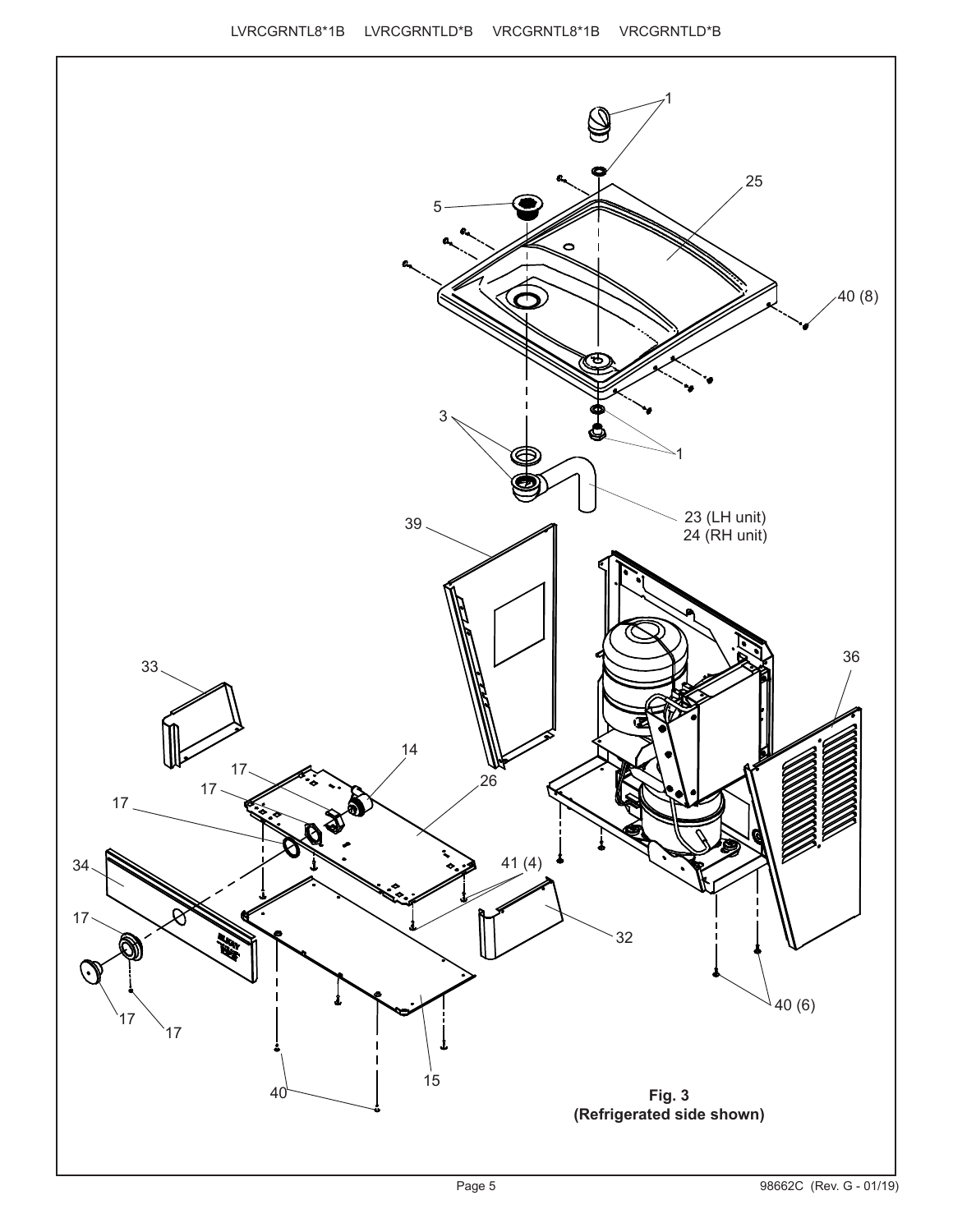LVRCGRNTL8*1B LVRCGRNTLD*B VRCGRNTL8*1B VRCGRNTLD*B

**Fig. 3**
**(Refrigerated side shown)**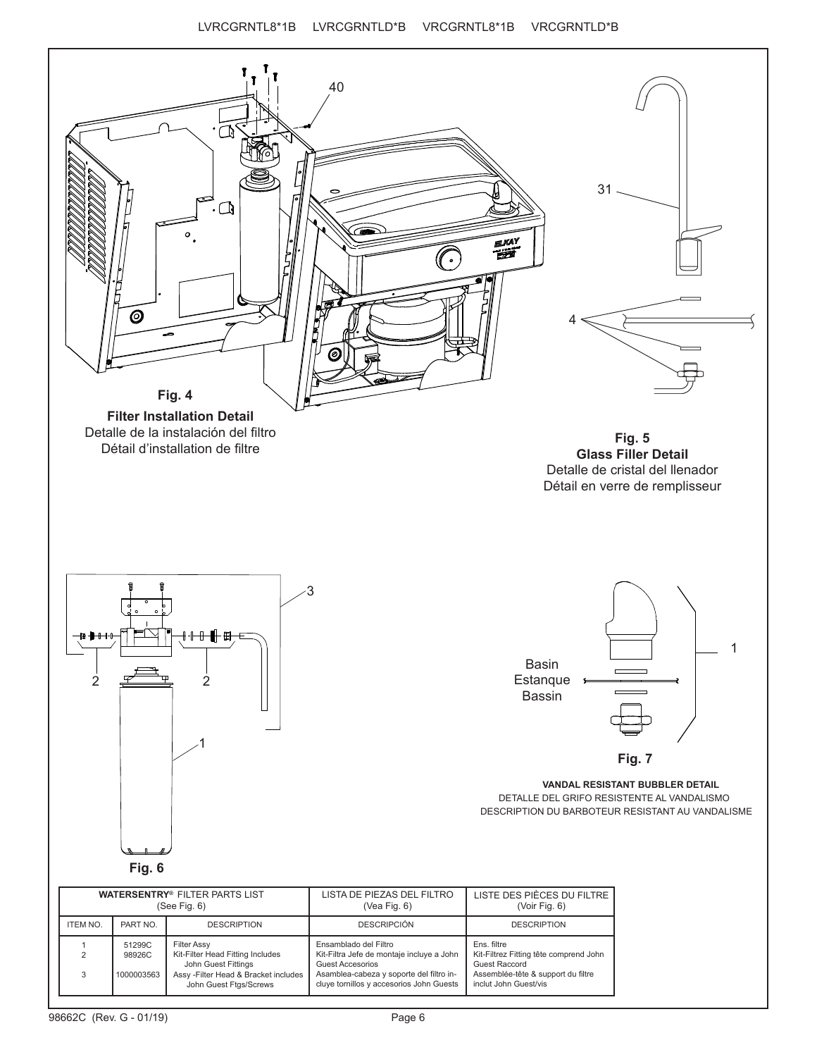**Fig. 4**

**Filter Installation Detail**
Detalle de la instalación del filtro
Détail d'installation de filtre

**Fig. 5**
**Glass Filler Detail**
Detalle de cristal del llenador
Détail en verre de remplisseur

Basin
Estanque
Bassin

**Fig. 7**

**VANDAL RESISTANT BUBBLER DETAIL**
DETALLE DEL GRIFO RESISTENTE AL VANDALISMO
DESCRIPTION DU BARBOTEUR RESISTANT AU VANDALISME

**Fig. 6**

| **WATERSENTRY®** FILTER PARTS LIST (See Fig. 6) | | | LISTA DE PIEZAS DEL FILTRO (Vea Fig. 6) | LISTE DES PIÈCES DU FILTRE (Voir Fig. 6) |
|---|---|---|---|---|
| ITEM NO. | PART NO. | DESCRIPTION | DESCRIPCIÓN | DESCRIPTION |
| 1 | 51299C | Filter Assy | Ensamblado del Filtro | Ens. filtre |
| 2 | 98926C | Kit-Filter Head Fitting Includes John Guest Fittings | Kit-Filtra Jefe de montaje incluye a John Guest Accesorios | Kit-Filtrez Fitting tête comprend John Guest Raccord |
| 3 | 1000003563 | Assy -Filter Head & Bracket includes John Guest Ftgs/Screws | Asamblea-cabeza y soporte del filtro incluye tornillos y accesorios John Guests | Assemblée-tête & support du filtre inclut John Guest/vis |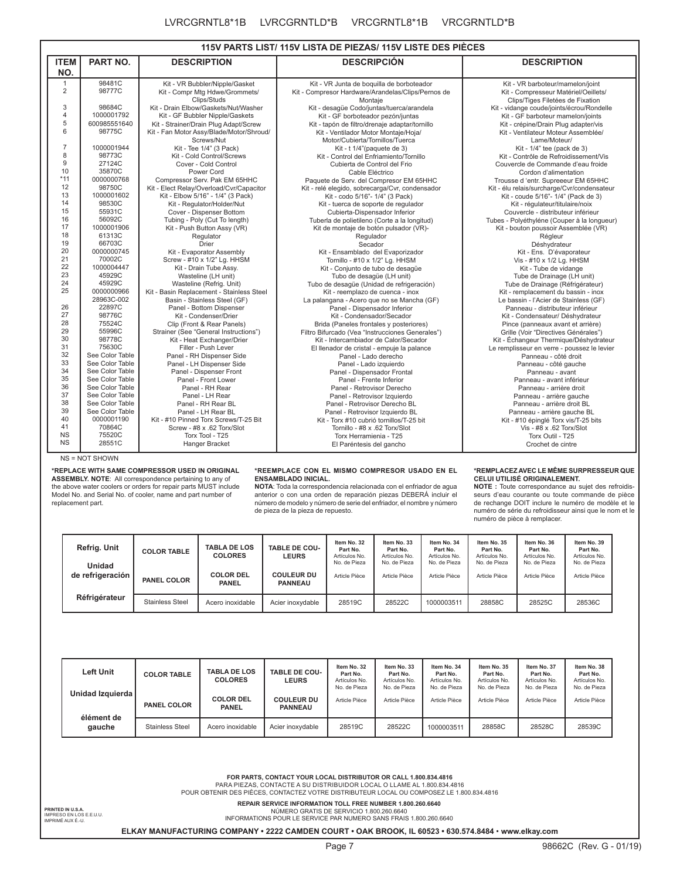LVRCGRNTL8*1B LVRCGRNTLD*B VRCGRNTL8*1B VRCGRNTLD*B

## 115V PARTS LIST/ 115V LISTA DE PIEZAS/ 115V LISTE DES PIÈCES

| ITEM NO. | PART NO. | DESCRIPTION | DESCRIPCIÓN | DESCRIPTION |
|---|---|---|---|---|
| 1 | 98481C | Kit - VR Bubbler/Nipple/Gasket | Kit - VR Junta de boquilla de borboteador | Kit - VR barboteur/mamelon/joint |
| 2 | 98777C | Kit - Compr Mtg Hdwe/Grommets/ Clips/Studs | Kit - Compresor Hardware/Arandelas/Clips/Pernos de Montaje | Kit - Compresseur Matériel/Oeillets/ Clips/Tiges Filetées de Fixation |
| 3 | 98684C | Kit - Drain Elbow/Gaskets/Nut/Washer | Kit - desagüe Codo/juntas/tuerca/arandela | Kit - vidange coude/joints/écrou/Rondelle |
| 4 | 1000001792 | Kit - GF Bubbler Nipple/Gaskets | Kit - GF borboteador pezón/juntas | Kit - GF barboteur mamelon/joints |
| 5 | 600985551640 | Kit - Strainer/Drain Plug Adapt/Screw | Kit - tapón de filtro/drenaje adaptar/tornillo | Kit - crépine/Drain Plug adapter/vis |
| 6 | 98775C | Kit - Fan Motor Assy/Blade/Motor/Shroud/ Screws/Nut | Kit - Ventilador Motor Montaje/Hoja/ Motor/Cubierta/Tornillos/Tuerca | Kit - Ventilateur Moteur Assemblée/ Lame/Moteur/ |
| 7 | 1000001944 | Kit - Tee 1/4" (3 Pack) | Kit - t 1/4"(paquete de 3) | Kit - 1/4" tee (pack de 3) |
| 8 | 98773C | Kit - Cold Control/Screws | Kit - Control del Enfriamiento/Tornillo | Kit - Contrôle de Refroidissement/Vis |
| 9 | 27124C | Cover - Cold Control | Cubierta de Control del Frio | Couvercle de Commande d'eau froide |
| 10 | 35870C | Power Cord | Cable Eléctrico | Cordon d'alimentation |
| *11 | 0000000768 | Compressor Serv. Pak EM 65HHC | Paquete de Serv. del Compresor EM 65HHC | Trousse d 'entr. Supreeeur EM 65HHC |
| 12 | 98750C | Kit - Elect Relay/Overload/Cvr/Capacitor | Kit - relé elegido, sobrecarga/Cvr, condensador | Kit - élu relais/surcharge/Cvr/condensateur |
| 13 | 1000001602 | Kit - Elbow 5/16" - 1/4" (3 Pack) | Kit - codo 5/16"- 1/4" (3 Pack) | Kit - coude 5/16"- 1/4" (Pack de 3) |
| 14 | 98530C | Kit - Regulator/Holder/Nut | Kit - tuerca de soporte de regulador | Kit - régulateur/titulaire/noix |
| 15 | 55931C | Cover - Dispenser Bottom | Cubierta-Dispensador Inferior | Couvercle - distributeur inférieur |
| 16 | 56092C | Tubing - Poly (Cut To length) | Tuberla de polietileno (Corte a la longitud) | Tubes - Polyéthyléne (Couper à la longueur) |
| 17 | 1000001906 | Kit - Push Button Assy (VR) | Kit de montaje de botón pulsador (VR)- | Kit - bouton poussoir Assemblée (VR) |
| 18 | 61313C | Regulator | Regulador | Régleur |
| 19 | 66703C | Drier | Secador | Déshydrateur |
| 20 | 0000000745 | Kit - Evaporator Assembly | Kit - Ensamblado del Evaporizador | Kit - Ens. D'évaporateur |
| 21 | 70002C | Screw - #10 x 1/2" Lg. HHSM | Tornillo - #10 x 1/2" Lg. HHSM | Vis - #10 x 1/2 Lg. HHSM |
| 22 | 1000004447 | Kit - Drain Tube Assy. | Kit - Conjunto de tubo de desagüe | Kit - Tube de vidange |
| 23 | 45929C | Wasteline (LH unit) | Tubo de desagüe (LH unit) | Tube de Drainage (LH unit) |
| 24 | 45929C | Wasteline (Refrig. Unit) | Tubo de desagüe (Unidad de refrigeración) | Tube de Drainage (Réfrigérateur) |
| 25 | 0000000966 | Kit - Basin Replacement - Stainless Steel | Kit - reemplazo de cuenca - inox | Kit - remplacement du bassin - inox |
| | 28963C-002 | Basin - Stainless Steel (GF) | La palangana - Acero que no se Mancha (GF) | Le bassin - l'Acier de Stainless (GF) |
| 26 | 22897C | Panel - Bottom Dispenser | Panel - Dispensador Inferior | Panneau - distributeur inférieur |
| 27 | 98776C | Kit - Condenser/Drier | Kit - Condensador/Secador | Kit - Condensateur/ Déshydrateur |
| 28 | 75524C | Clip (Front & Rear Panels) | Brida (Paneles frontales y posteriores) | Pince (panneaux avant et arrière) |
| 29 | 55996C | Strainer (See "General Instructions") | Filtro Bifurcado (Vea "Instrucciones Generales") | Grille (Voir "Directives Générales") |
| 30 | 98778C | Kit - Heat Exchanger/Drier | Kit - Intercambiador de Calor/Secador | Kit - Échangeur Thermique/Déshydrateur |
| 31 | 75630C | Filler - Push Lever | El llenador de cristal - empuje la palance | Le remplisseur en verre - poussez le levier |
| 32 | See Color Table | Panel - RH Dispenser Side | Panel - Lado derecho | Panneau - côté droit |
| 33 | See Color Table | Panel - LH Dispenser Side | Panel - Lado izquierdo | Panneau - côté gauche |
| 34 | See Color Table | Panel - Dispenser Front | Panel - Dispensador Frontal | Panneau - avant |
| 35 | See Color Table | Panel - Front Lower | Panel - Frente Inferior | Panneau - avant inférieur |
| 36 | See Color Table | Panel - RH Rear | Panel - Retrovisor Derecho | Panneau - arrière droit |
| 37 | See Color Table | Panel - LH Rear | Panel - Retrovisor Izquierdo | Panneau - arrière gauche |
| 38 | See Color Table | Panel - RH Rear BL | Panel - Retrovisor Derecho BL | Panneau - arrière droit BL |
| 39 | See Color Table | Panel - LH Rear BL | Panel - Retrovisor Izquierdo BL | Panneau - arrière gauche BL |
| 40 | 0000001190 | Kit - #10 Pinned Torx Screws/T-25 Bit | Kit - Torx #10 cubrió tornillos/T-25 bit | Kit - #10 épinglé Torx vis/T-25 bits |
| 41 | 70864C | Screw - #8 x .62 Torx/Slot | Tornillo - #8 x .62 Torx/Slot | Vis - #8 x .62 Torx/Slot |
| NS | 75520C | Torx Tool - T25 | Torx Herramienia - T25 | Torx Outil - T25 |
| NS | 28551C | Hanger Bracket | El Paréntesis del gancho | Crochet de cintre |

NS = NOT SHOWN

**\*REPLACE WITH SAME COMPRESSOR USED IN ORIGINAL ASSEMBLY. NOTE**: All correspondence pertaining to any of the above water coolers or orders for repair parts MUST include Model No. and Serial No. of cooler, name and part number of replacement part.

**\*REEMPLACE CON EL MISMO COMPRESOR USADO EN EL ENSAMBLADO INICIAL.**
**NOTA**: Toda la correspondencia relacionada con el enfriador de agua anterior o con una orden de reparación piezas DEBERÁ incluir el número de modelo y número de serie del enfriador, el nombre y número de pieza de la pieza de repuesto.

**\*REMPLACEZ AVEC LE MÊME SURPRESSEUR QUE CELUI UTILISÉ ORIGINALEMENT.**
**NOTE :** Toute correspondance au sujet des refroidisseurs d'eau courante ou toute commande de pièce de rechange DOIT inclure le numéro de modèle et le numéro de série du refroidisseur ainsi que le nom et le numéro de pièce à remplacer.

| Refrig. Unit / Unidad de refrigeración / Réfrigérateur | COLOR TABLE | TABLA DE LOS COLORES | TABLE DE COULEURS | Item No. 32 Part No. Artículos No. No. de Pieza | Item No. 33 Part No. Artículos No. No. de Pieza | Item No. 34 Part No. Artículos No. No. de Pieza | Item No. 35 Part No. Artículos No. No. de Pieza | Item No. 36 Part No. Artículos No. No. de Pieza | Item No. 39 Part No. Artículos No. No. de Pieza |
|---|---|---|---|---|---|---|---|---|---|
| | PANEL COLOR | COLOR DEL PANEL | COULEUR DU PANNEAU | Article Pièce | Article Pièce | Article Pièce | Article Pièce | Article Pièce | Article Pièce |
| | Stainless Steel | Acero inoxidable | Acier inoxydable | 28519C | 28522C | 1000003511 | 28858C | 28525C | 28536C |

| Left Unit / Unidad Izquierda / élément de gauche | COLOR TABLE | TABLA DE LOS COLORES | TABLE DE COULEURS | Item No. 32 Part No. Artículos No. No. de Pieza | Item No. 33 Part No. Artículos No. No. de Pieza | Item No. 34 Part No. Artículos No. No. de Pieza | Item No. 35 Part No. Artículos No. No. de Pieza | Item No. 37 Part No. Artículos No. No. de Pieza | Item No. 38 Part No. Artículos No. No. de Pieza |
|---|---|---|---|---|---|---|---|---|---|
| | PANEL COLOR | COLOR DEL PANEL | COULEUR DU PANNEAU | Article Pièce | Article Pièce | Article Pièce | Article Pièce | Article Pièce | Article Pièce |
| | Stainless Steel | Acero inoxidable | Acier inoxydable | 28519C | 28522C | 1000003511 | 28858C | 28528C | 28539C |

**FOR PARTS, CONTACT YOUR LOCAL DISTRIBUTOR OR CALL 1.800.834.4816**
PARA PIEZAS, CONTACTE A SU DISTRIBUIDOR LOCAL O LLAME AL 1.800.834.4816
POUR OBTENIR DES PIÈCES, CONTACTEZ VOTRE DISTRIBUTEUR LOCAL OU COMPOSEZ LE 1.800.834.4816

**REPAIR SERVICE INFORMATION TOLL FREE NUMBER 1.800.260.6640**
NÚMERO GRATIS DE SERVICIO 1.800.260.6640
INFORMATIONS POUR LE SERVICE PAR NUMERO SANS FRAIS 1.800.260.6640

**PRINTED IN U.S.A.**
IMPRESO EN LOS E.E.U.U.
IMPRIMÉ AUX É.-U.

**ELKAY MANUFACTURING COMPANY • 2222 CAMDEN COURT • OAK BROOK, IL 60523 • 630.574.8484 • www.elkay.com**

98662C (Rev. G - 01/19)